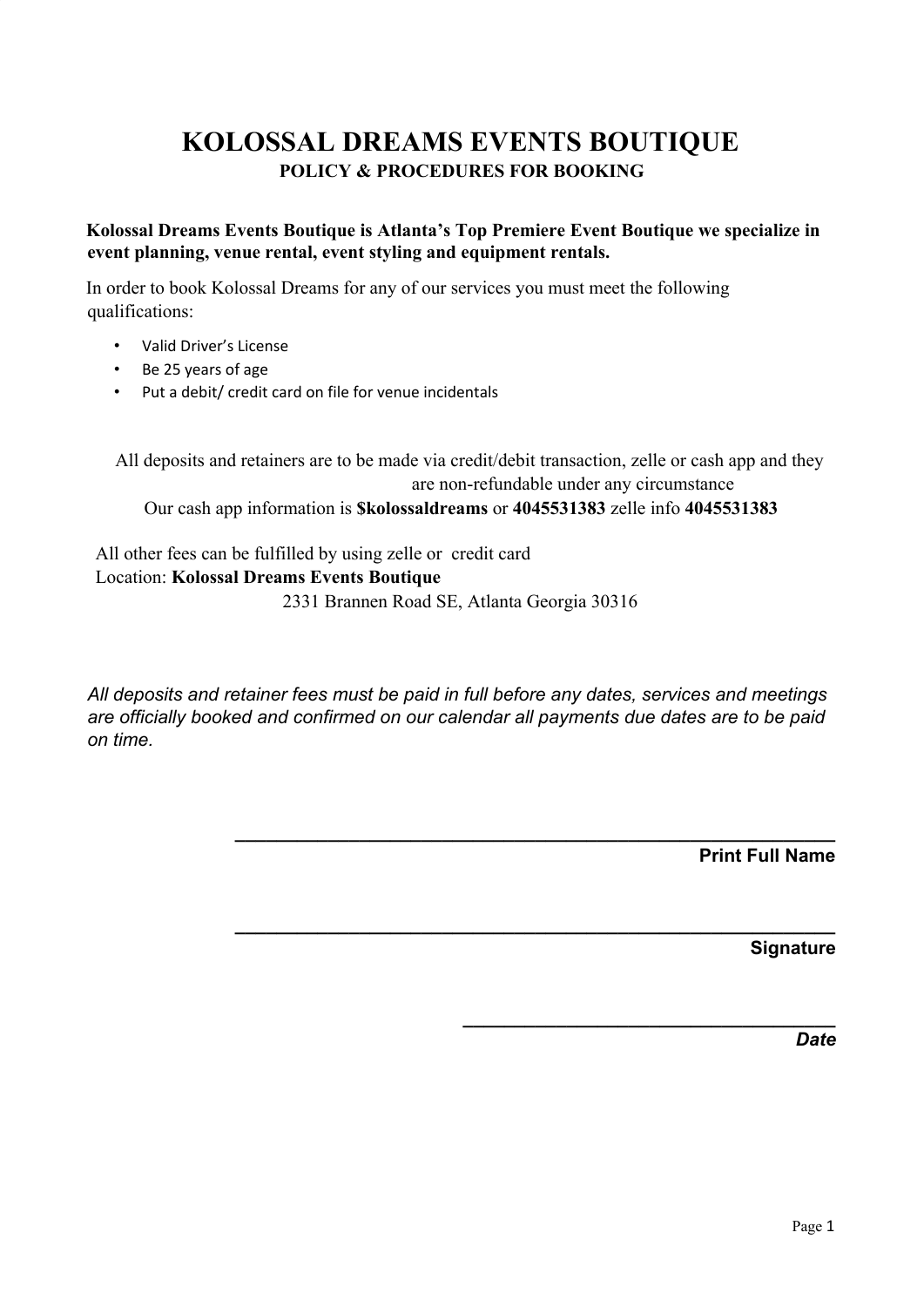# KOLOSSAL DREAMS EVENTS BOUTIQUE

**POLICY & PROCEDURES FOR BOOKING**

**Kolossal Dreams Events Boutique is Atlanta's Top Premiere Event Boutique we specialize in event planning, venue rental, event styling and equipment rentals.**

In order to book Kolossal Dreams for any of our services you must meet the following qualifications:

- Valid Driver's License
- Be 25 years of age
- Put a debit/ credit card on file for venue incidentals

All deposits and retainers are to be made via credit/debit transaction, zelle or cash app and they are non-refundable under any circumstance

Our cash app information is **$kolossaldreams** or **4045531383** zelle info **4045531383**

All other fees can be fulfilled by using zelle or credit card

Location: **Kolossal Dreams Events Boutique**

2331 Brannen Road SE, Atlanta Georgia 30316

*All deposits and retainer fees must be paid in full before any dates, services and meetings are officially booked and confirmed on our calendar all payments due dates are to be paid on time.*

\_\_\_\_\_\_\_\_\_\_\_\_\_\_\_\_\_\_\_\_\_\_\_\_\_\_\_\_\_\_\_\_\_\_\_\_\_\_\_\_\_\_\_\_\_\_\_\_\_\_

**Print Full Name**

\_\_\_\_\_\_\_\_\_\_\_\_\_\_\_\_\_\_\_\_\_\_\_\_\_\_\_\_\_\_\_\_\_\_\_\_\_\_\_\_\_\_\_\_\_\_\_\_\_\_

**Signature**

\_\_\_\_\_\_\_\_\_\_\_\_\_\_\_\_\_\_\_\_\_\_\_\_\_\_\_\_\_\_\_\_\_\_

***Date***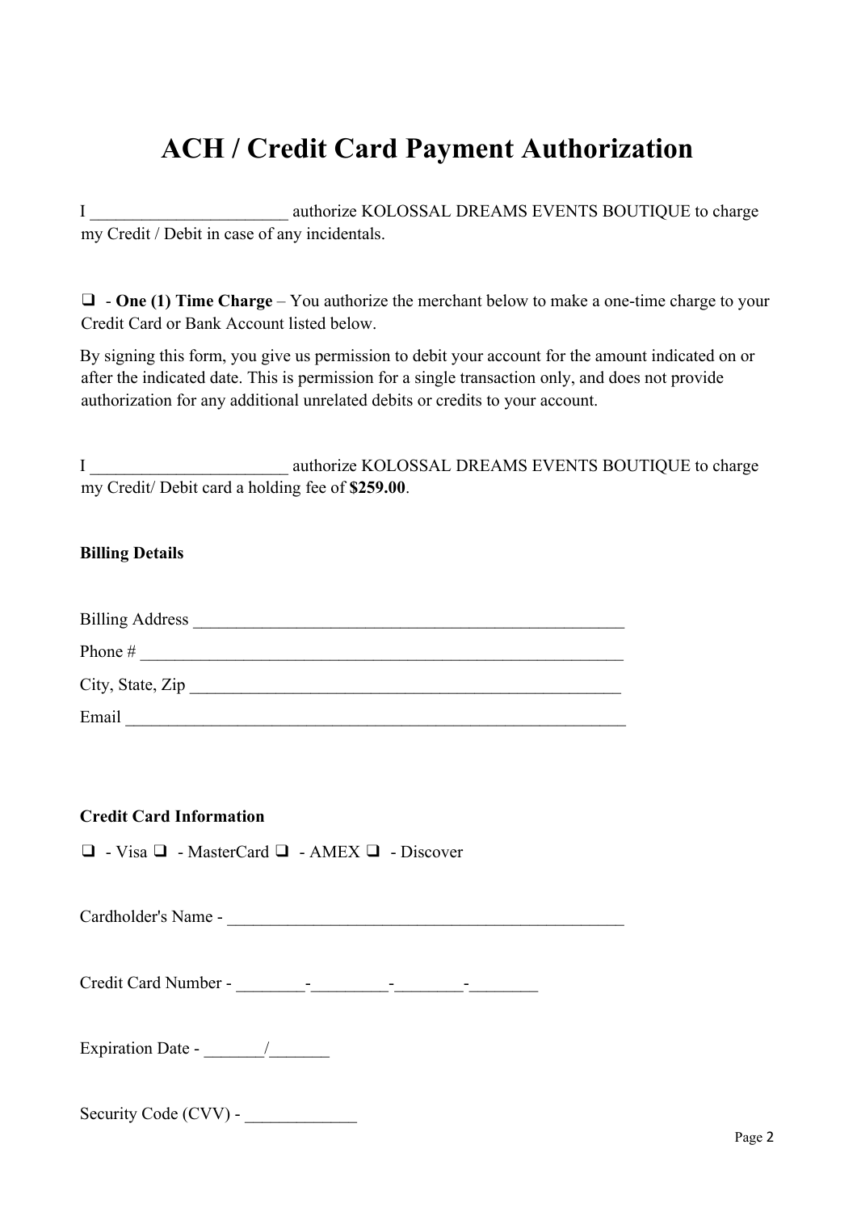# ACH / Credit Card Payment Authorization

I _______________________ authorize KOLOSSAL DREAMS EVENTS BOUTIQUE to charge my Credit / Debit in case of any incidentals.

❑ - **One (1) Time Charge** – You authorize the merchant below to make a one-time charge to your Credit Card or Bank Account listed below.

By signing this form, you give us permission to debit your account for the amount indicated on or after the indicated date. This is permission for a single transaction only, and does not provide authorization for any additional unrelated debits or credits to your account.

I _______________________ authorize KOLOSSAL DREAMS EVENTS BOUTIQUE to charge my Credit/ Debit card a holding fee of **$259.00**.

**Billing Details**

Billing Address ____________________________________________________

Phone # ________________________________________________________

City, State, Zip ____________________________________________________

Email __________________________________________________________

**Credit Card Information**

❑ - Visa ❑ - MasterCard ❑ - AMEX ❑ - Discover

Cardholder's Name - _______________________________________________

Credit Card Number - ________-_________-________-________

Expiration Date - _______/_______

Security Code (CVV) - _____________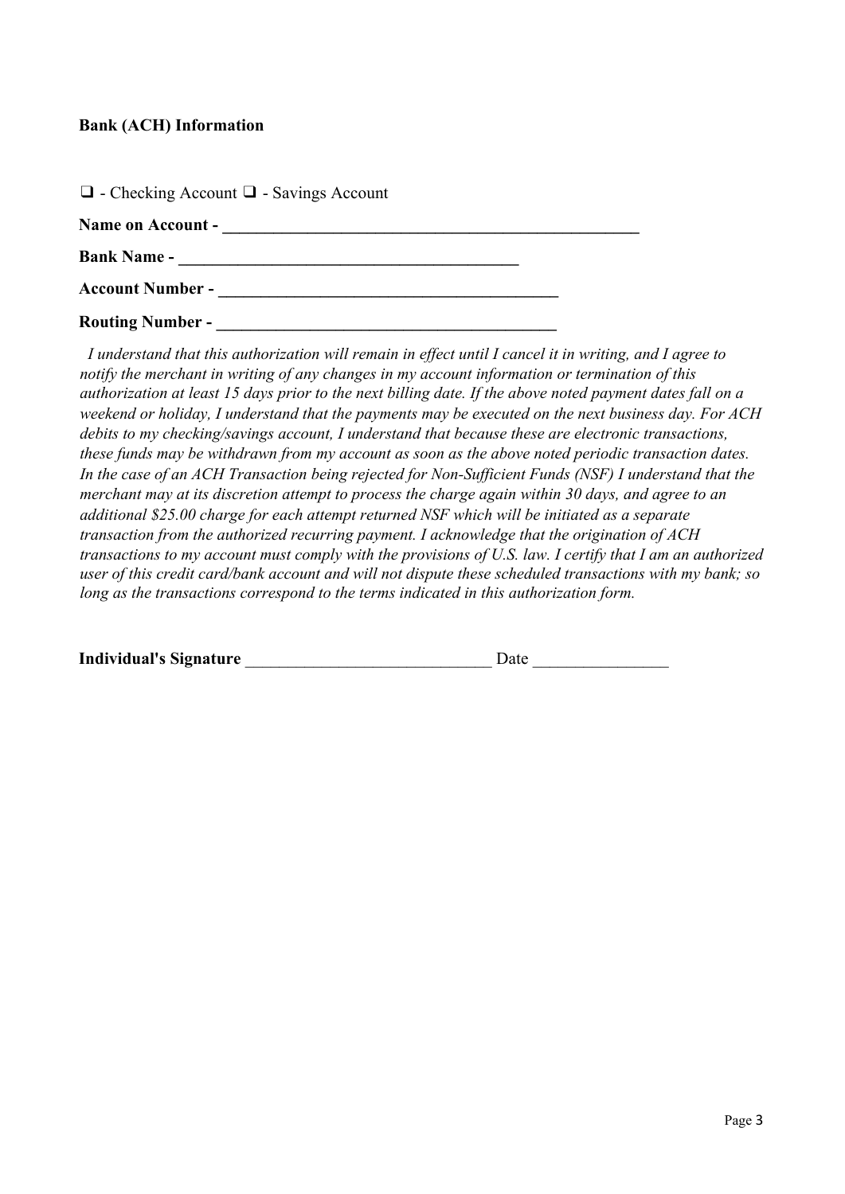**Bank (ACH) Information**

❑ - Checking Account ❑ - Savings Account

**Name on Account - ___________________________________________________**

**Bank Name - _________________________________________**

**Account Number - _________________________________________**

**Routing Number - _________________________________________**

*I understand that this authorization will remain in effect until I cancel it in writing, and I agree to notify the merchant in writing of any changes in my account information or termination of this authorization at least 15 days prior to the next billing date. If the above noted payment dates fall on a weekend or holiday, I understand that the payments may be executed on the next business day. For ACH debits to my checking/savings account, I understand that because these are electronic transactions, these funds may be withdrawn from my account as soon as the above noted periodic transaction dates. In the case of an ACH Transaction being rejected for Non-Sufficient Funds (NSF) I understand that the merchant may at its discretion attempt to process the charge again within 30 days, and agree to an additional $25.00 charge for each attempt returned NSF which will be initiated as a separate transaction from the authorized recurring payment. I acknowledge that the origination of ACH transactions to my account must comply with the provisions of U.S. law. I certify that I am an authorized user of this credit card/bank account and will not dispute these scheduled transactions with my bank; so long as the transactions correspond to the terms indicated in this authorization form.*

**Individual's Signature** _____________________________ Date ________________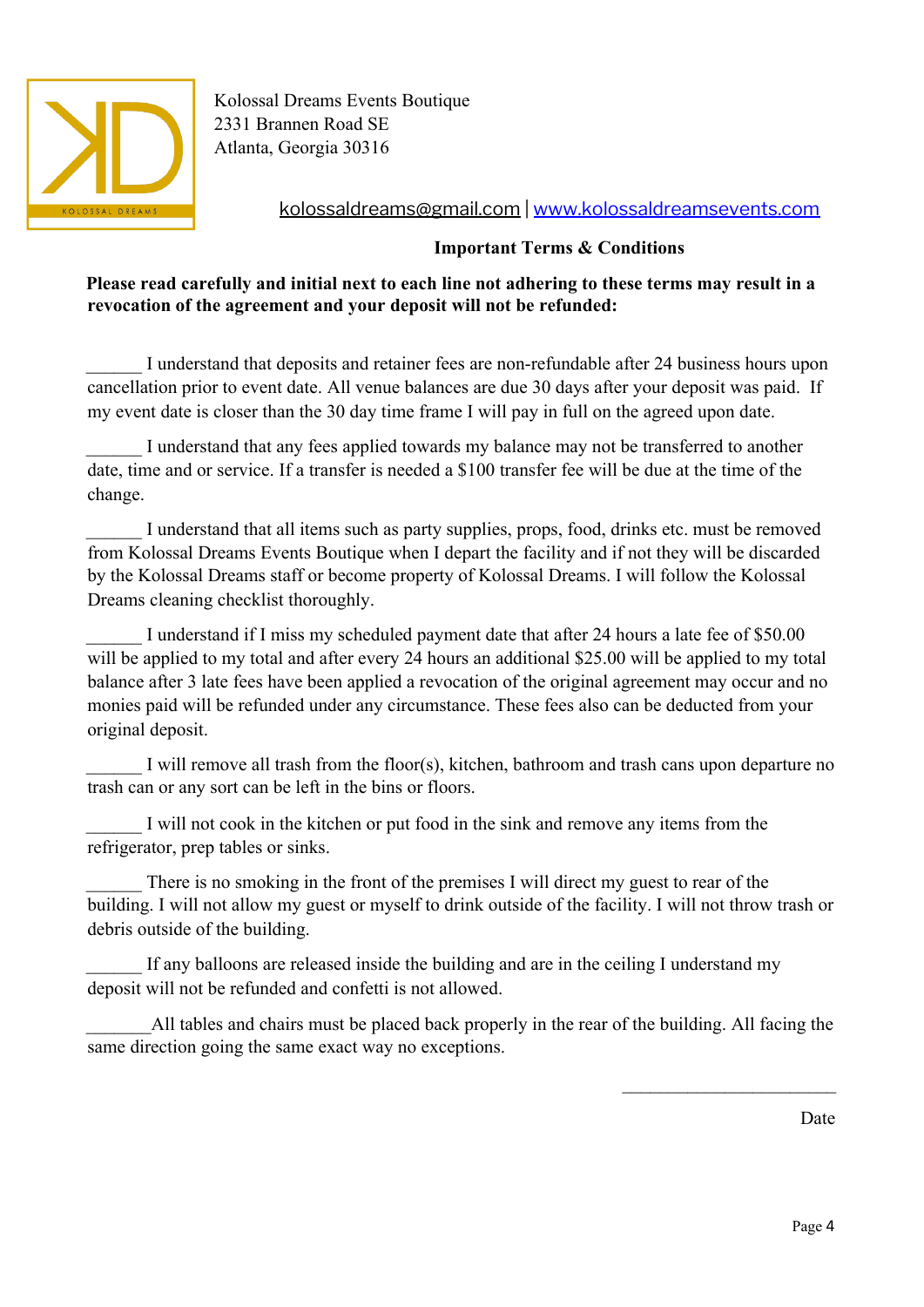Kolossal Dreams Events Boutique
2331 Brannen Road SE
Atlanta, Georgia 30316

kolossaldreams@gmail.com | www.kolossaldreamsevents.com

## Important Terms & Conditions

**Please read carefully and initial next to each line not adhering to these terms may result in a revocation of the agreement and your deposit will not be refunded:**

______ I understand that deposits and retainer fees are non-refundable after 24 business hours upon cancellation prior to event date. All venue balances are due 30 days after your deposit was paid. If my event date is closer than the 30 day time frame I will pay in full on the agreed upon date.

______ I understand that any fees applied towards my balance may not be transferred to another date, time and or service. If a transfer is needed a $100 transfer fee will be due at the time of the change.

______ I understand that all items such as party supplies, props, food, drinks etc. must be removed from Kolossal Dreams Events Boutique when I depart the facility and if not they will be discarded by the Kolossal Dreams staff or become property of Kolossal Dreams. I will follow the Kolossal Dreams cleaning checklist thoroughly.

______ I understand if I miss my scheduled payment date that after 24 hours a late fee of $50.00 will be applied to my total and after every 24 hours an additional $25.00 will be applied to my total balance after 3 late fees have been applied a revocation of the original agreement may occur and no monies paid will be refunded under any circumstance. These fees also can be deducted from your original deposit.

______ I will remove all trash from the floor(s), kitchen, bathroom and trash cans upon departure no trash can or any sort can be left in the bins or floors.

______ I will not cook in the kitchen or put food in the sink and remove any items from the refrigerator, prep tables or sinks.

______ There is no smoking in the front of the premises I will direct my guest to rear of the building. I will not allow my guest or myself to drink outside of the facility. I will not throw trash or debris outside of the building.

______ If any balloons are released inside the building and are in the ceiling I understand my deposit will not be refunded and confetti is not allowed.

_______All tables and chairs must be placed back properly in the rear of the building. All facing the same direction going the same exact way no exceptions.

________________________

Date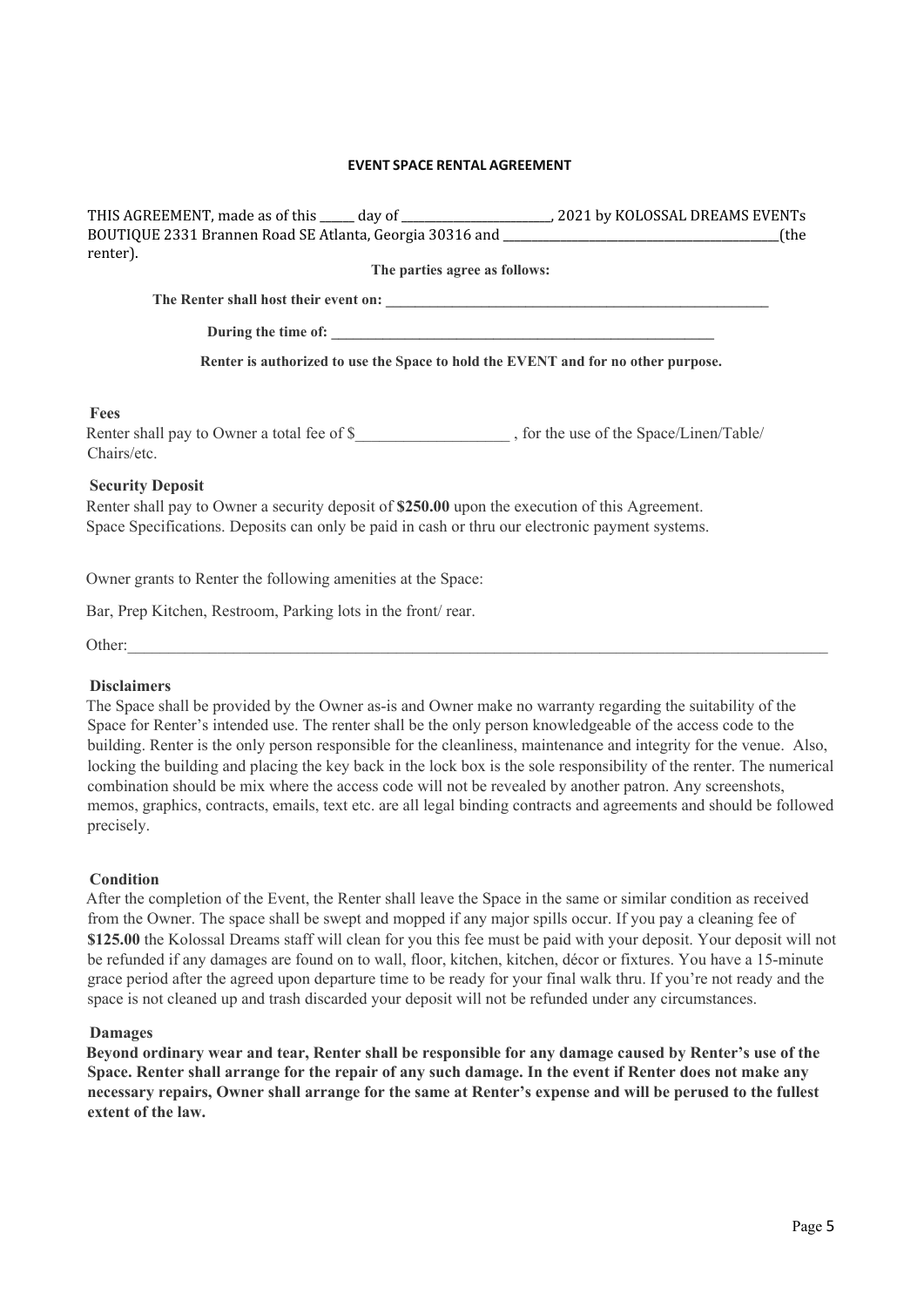# EVENT SPACE RENTAL AGREEMENT

THIS AGREEMENT, made as of this _____ day of _______________________, 2021 by KOLOSSAL DREAMS EVENTs BOUTIQUE 2331 Brannen Road SE Atlanta, Georgia 30316 and ___________________________________________(the renter).

**The parties agree as follows:**

**The Renter shall host their event on: _______________________________________________________**

**During the time of: _______________________________________________________**

**Renter is authorized to use the Space to hold the EVENT and for no other purpose.**

**Fees**

Renter shall pay to Owner a total fee of $____________________ , for the use of the Space/Linen/Table/ Chairs/etc.

**Security Deposit**

Renter shall pay to Owner a security deposit of **$250.00** upon the execution of this Agreement. Space Specifications. Deposits can only be paid in cash or thru our electronic payment systems.

Owner grants to Renter the following amenities at the Space:

Bar, Prep Kitchen, Restroom, Parking lots in the front/ rear.

Other:_____________________________________________________________________________________________

**Disclaimers**

The Space shall be provided by the Owner as-is and Owner make no warranty regarding the suitability of the Space for Renter's intended use. The renter shall be the only person knowledgeable of the access code to the building. Renter is the only person responsible for the cleanliness, maintenance and integrity for the venue. Also, locking the building and placing the key back in the lock box is the sole responsibility of the renter. The numerical combination should be mix where the access code will not be revealed by another patron. Any screenshots, memos, graphics, contracts, emails, text etc. are all legal binding contracts and agreements and should be followed precisely.

**Condition**

After the completion of the Event, the Renter shall leave the Space in the same or similar condition as received from the Owner. The space shall be swept and mopped if any major spills occur. If you pay a cleaning fee of **$125.00** the Kolossal Dreams staff will clean for you this fee must be paid with your deposit. Your deposit will not be refunded if any damages are found on to wall, floor, kitchen, kitchen, décor or fixtures. You have a 15-minute grace period after the agreed upon departure time to be ready for your final walk thru. If you're not ready and the space is not cleaned up and trash discarded your deposit will not be refunded under any circumstances.

**Damages**

**Beyond ordinary wear and tear, Renter shall be responsible for any damage caused by Renter's use of the Space. Renter shall arrange for the repair of any such damage. In the event if Renter does not make any necessary repairs, Owner shall arrange for the same at Renter's expense and will be perused to the fullest extent of the law.**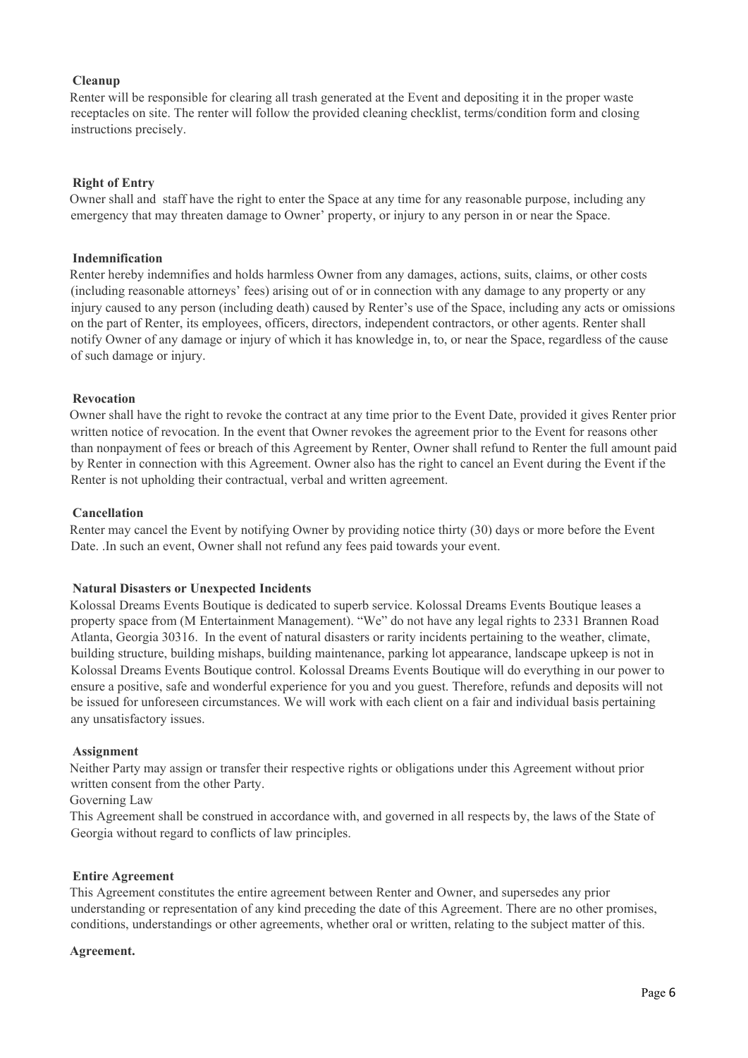**Cleanup**

Renter will be responsible for clearing all trash generated at the Event and depositing it in the proper waste receptacles on site. The renter will follow the provided cleaning checklist, terms/condition form and closing instructions precisely.

**Right of Entry**

Owner shall and staff have the right to enter the Space at any time for any reasonable purpose, including any emergency that may threaten damage to Owner' property, or injury to any person in or near the Space.

**Indemnification**

Renter hereby indemnifies and holds harmless Owner from any damages, actions, suits, claims, or other costs (including reasonable attorneys' fees) arising out of or in connection with any damage to any property or any injury caused to any person (including death) caused by Renter's use of the Space, including any acts or omissions on the part of Renter, its employees, officers, directors, independent contractors, or other agents. Renter shall notify Owner of any damage or injury of which it has knowledge in, to, or near the Space, regardless of the cause of such damage or injury.

**Revocation**

Owner shall have the right to revoke the contract at any time prior to the Event Date, provided it gives Renter prior written notice of revocation. In the event that Owner revokes the agreement prior to the Event for reasons other than nonpayment of fees or breach of this Agreement by Renter, Owner shall refund to Renter the full amount paid by Renter in connection with this Agreement. Owner also has the right to cancel an Event during the Event if the Renter is not upholding their contractual, verbal and written agreement.

**Cancellation**

Renter may cancel the Event by notifying Owner by providing notice thirty (30) days or more before the Event Date. .In such an event, Owner shall not refund any fees paid towards your event.

**Natural Disasters or Unexpected Incidents**

Kolossal Dreams Events Boutique is dedicated to superb service. Kolossal Dreams Events Boutique leases a property space from (M Entertainment Management). "We" do not have any legal rights to 2331 Brannen Road Atlanta, Georgia 30316. In the event of natural disasters or rarity incidents pertaining to the weather, climate, building structure, building mishaps, building maintenance, parking lot appearance, landscape upkeep is not in Kolossal Dreams Events Boutique control. Kolossal Dreams Events Boutique will do everything in our power to ensure a positive, safe and wonderful experience for you and you guest. Therefore, refunds and deposits will not be issued for unforeseen circumstances. We will work with each client on a fair and individual basis pertaining any unsatisfactory issues.

**Assignment**

Neither Party may assign or transfer their respective rights or obligations under this Agreement without prior written consent from the other Party.

Governing Law

This Agreement shall be construed in accordance with, and governed in all respects by, the laws of the State of Georgia without regard to conflicts of law principles.

**Entire Agreement**

This Agreement constitutes the entire agreement between Renter and Owner, and supersedes any prior understanding or representation of any kind preceding the date of this Agreement. There are no other promises, conditions, understandings or other agreements, whether oral or written, relating to the subject matter of this.

**Agreement.**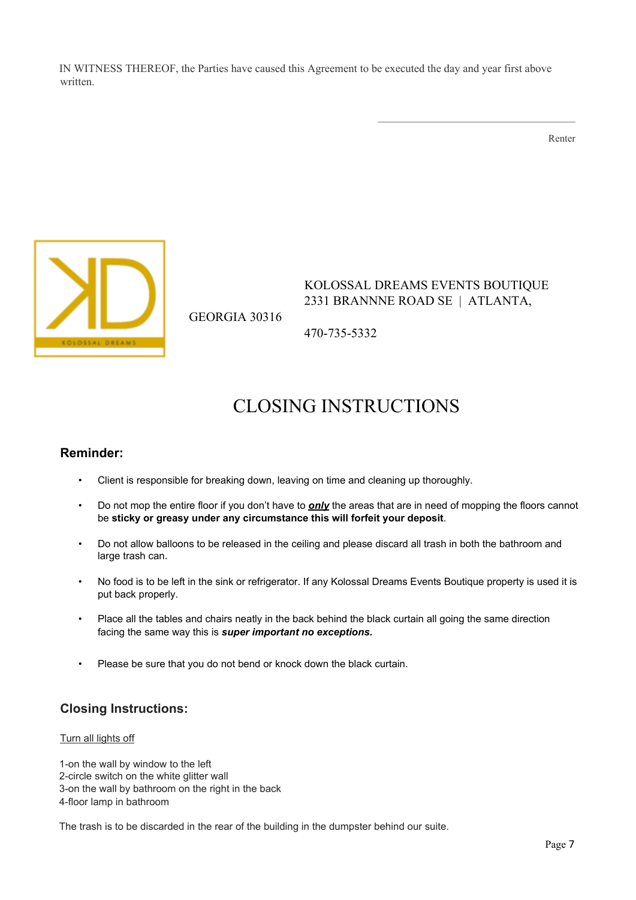IN WITNESS THEREOF, the Parties have caused this Agreement to be executed the day and year first above written.

\_\_\_\_\_\_\_\_\_\_\_\_\_\_\_\_\_\_\_\_\_\_\_\_\_\_\_\_\_\_\_\_\_\_\_\_

Renter

KOLOSSAL DREAMS EVENTS BOUTIQUE
2331 BRANNNE ROAD SE | ATLANTA, GEORGIA 30316

470-735-5332

# CLOSING INSTRUCTIONS

## Reminder:

- Client is responsible for breaking down, leaving on time and cleaning up thoroughly.
- Do not mop the entire floor if you don't have to ***only*** the areas that are in need of mopping the floors cannot be **sticky or greasy under any circumstance this will forfeit your deposit**.
- Do not allow balloons to be released in the ceiling and please discard all trash in both the bathroom and large trash can.
- No food is to be left in the sink or refrigerator. If any Kolossal Dreams Events Boutique property is used it is put back properly.
- Place all the tables and chairs neatly in the back behind the black curtain all going the same direction facing the same way this is ***super important no exceptions.***
- Please be sure that you do not bend or knock down the black curtain.

## Closing Instructions:

Turn all lights off

1-on the wall by window to the left
2-circle switch on the white glitter wall
3-on the wall by bathroom on the right in the back
4-floor lamp in bathroom

The trash is to be discarded in the rear of the building in the dumpster behind our suite.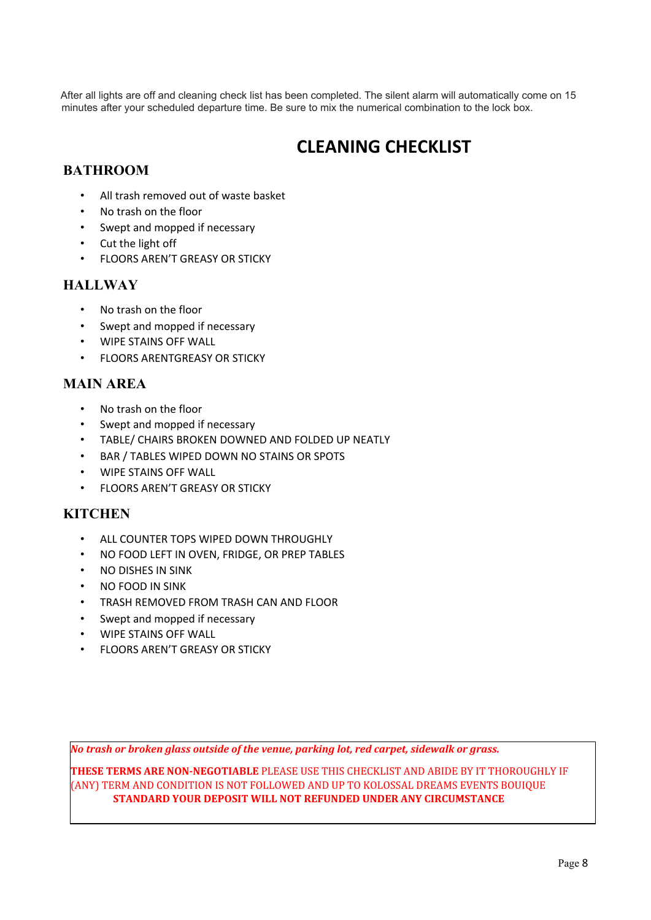After all lights are off and cleaning check list has been completed. The silent alarm will automatically come on 15 minutes after your scheduled departure time. Be sure to mix the numerical combination to the lock box.

# CLEANING CHECKLIST

## BATHROOM

- All trash removed out of waste basket
- No trash on the floor
- Swept and mopped if necessary
- Cut the light off
- FLOORS AREN'T GREASY OR STICKY

## HALLWAY

- No trash on the floor
- Swept and mopped if necessary
- WIPE STAINS OFF WALL
- FLOORS ARENTGREASY OR STICKY

## MAIN AREA

- No trash on the floor
- Swept and mopped if necessary
- TABLE/ CHAIRS BROKEN DOWNED AND FOLDED UP NEATLY
- BAR / TABLES WIPED DOWN NO STAINS OR SPOTS
- WIPE STAINS OFF WALL
- FLOORS AREN'T GREASY OR STICKY

## KITCHEN

- ALL COUNTER TOPS WIPED DOWN THROUGHLY
- NO FOOD LEFT IN OVEN, FRIDGE, OR PREP TABLES
- NO DISHES IN SINK
- NO FOOD IN SINK
- TRASH REMOVED FROM TRASH CAN AND FLOOR
- Swept and mopped if necessary
- WIPE STAINS OFF WALL
- FLOORS AREN'T GREASY OR STICKY

***No trash or broken glass outside of the venue, parking lot, red carpet, sidewalk or grass.***

**THESE TERMS ARE NON-NEGOTIABLE** PLEASE USE THIS CHECKLIST AND ABIDE BY IT THOROUGHLY IF (ANY) TERM AND CONDITION IS NOT FOLLOWED AND UP TO KOLOSSAL DREAMS EVENTS BOUIQUE **STANDARD YOUR DEPOSIT WILL NOT REFUNDED UNDER ANY CIRCUMSTANCE**